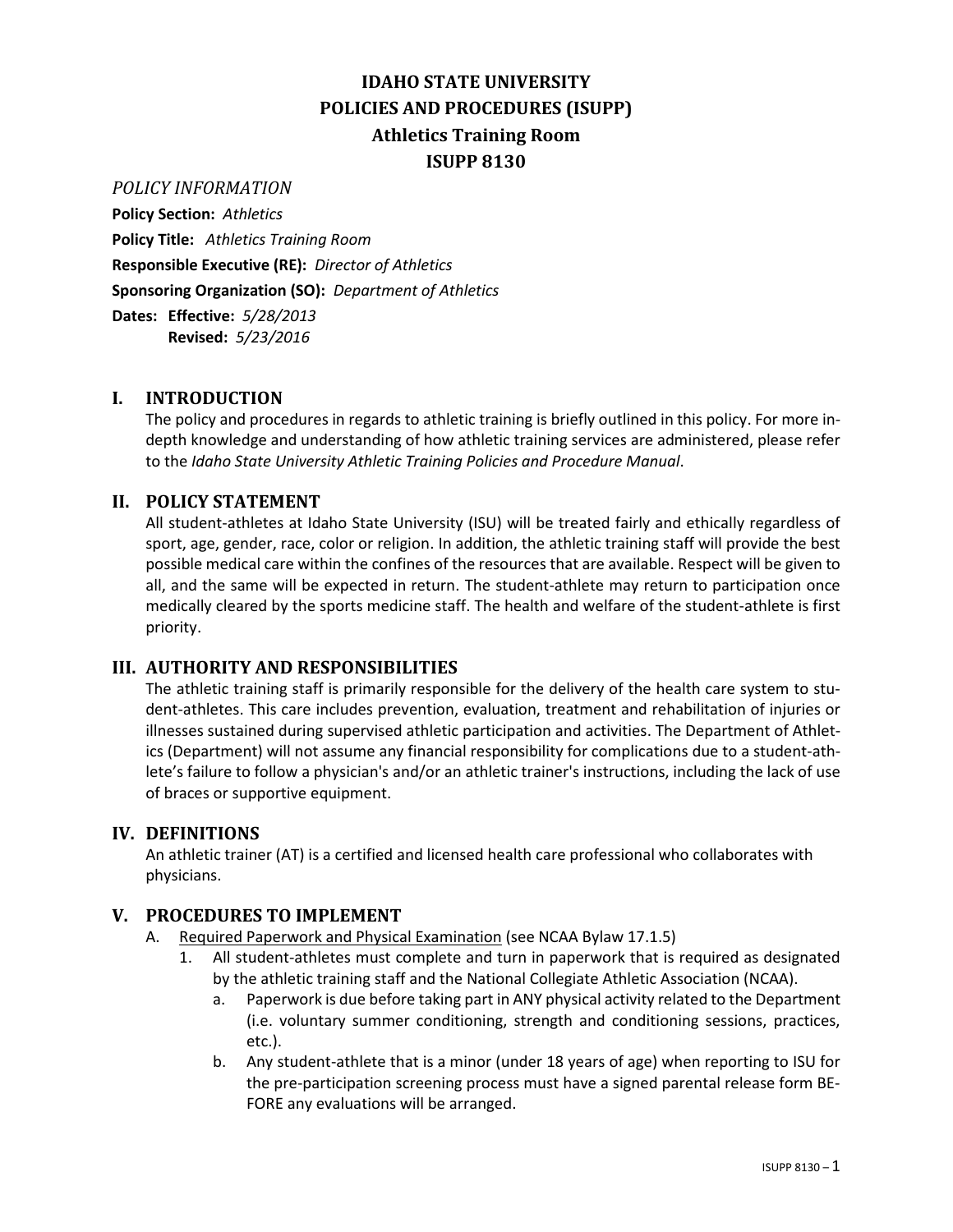# IDAHO STATE UNIVERSITY
# POLICIES AND PROCEDURES (ISUPP)
# Athletics Training Room
# ISUPP 8130

*POLICY INFORMATION*

**Policy Section:** *Athletics*

**Policy Title:** *Athletics Training Room*

**Responsible Executive (RE):** *Director of Athletics*

**Sponsoring Organization (SO):** *Department of Athletics*

**Dates:** **Effective:** *5/28/2013*
**Revised:** *5/23/2016*

## I. INTRODUCTION

The policy and procedures in regards to athletic training is briefly outlined in this policy. For more in-depth knowledge and understanding of how athletic training services are administered, please refer to the *Idaho State University Athletic Training Policies and Procedure Manual*.

## II. POLICY STATEMENT

All student-athletes at Idaho State University (ISU) will be treated fairly and ethically regardless of sport, age, gender, race, color or religion. In addition, the athletic training staff will provide the best possible medical care within the confines of the resources that are available. Respect will be given to all, and the same will be expected in return. The student-athlete may return to participation once medically cleared by the sports medicine staff. The health and welfare of the student-athlete is first priority.

## III. AUTHORITY AND RESPONSIBILITIES

The athletic training staff is primarily responsible for the delivery of the health care system to student-athletes. This care includes prevention, evaluation, treatment and rehabilitation of injuries or illnesses sustained during supervised athletic participation and activities. The Department of Athletics (Department) will not assume any financial responsibility for complications due to a student-athlete's failure to follow a physician's and/or an athletic trainer's instructions, including the lack of use of braces or supportive equipment.

## IV. DEFINITIONS

An athletic trainer (AT) is a certified and licensed health care professional who collaborates with physicians.

## V. PROCEDURES TO IMPLEMENT

A. Required Paperwork and Physical Examination (see NCAA Bylaw 17.1.5)

1. All student-athletes must complete and turn in paperwork that is required as designated by the athletic training staff and the National Collegiate Athletic Association (NCAA).
    a. Paperwork is due before taking part in ANY physical activity related to the Department (i.e. voluntary summer conditioning, strength and conditioning sessions, practices, etc.).
    b. Any student-athlete that is a minor (under 18 years of age) when reporting to ISU for the pre-participation screening process must have a signed parental release form BEFORE any evaluations will be arranged.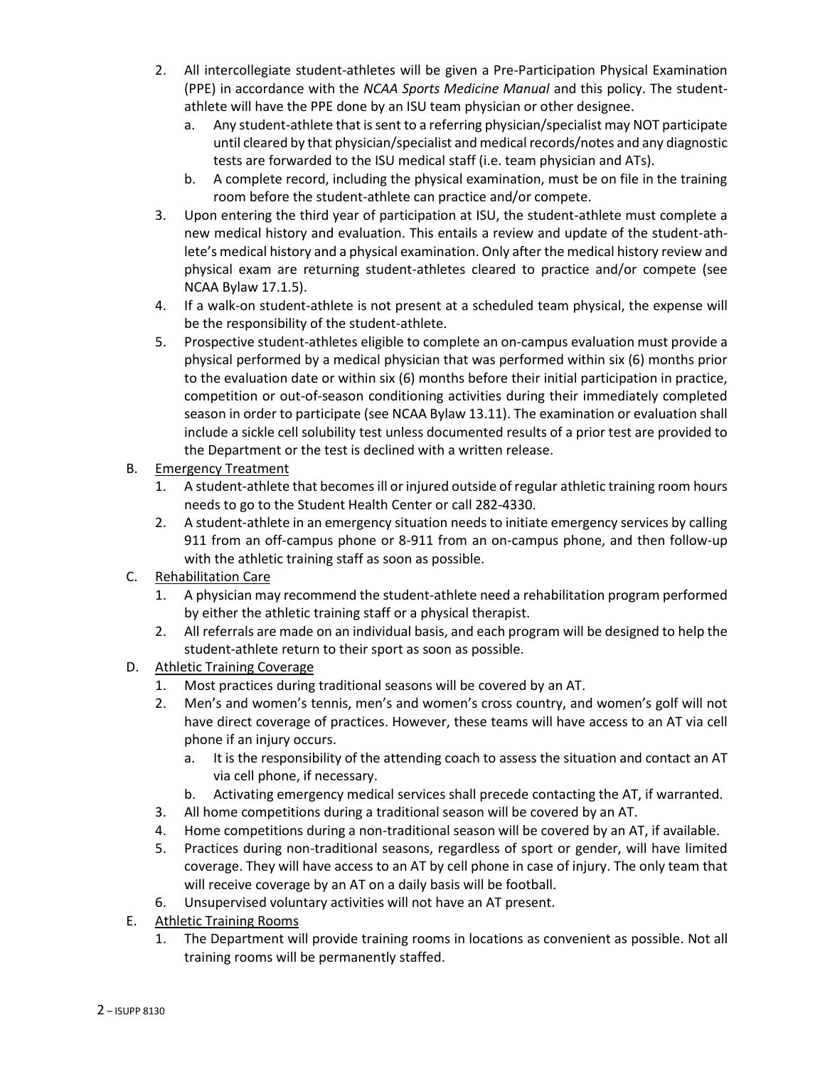2. All intercollegiate student-athletes will be given a Pre-Participation Physical Examination (PPE) in accordance with the *NCAA Sports Medicine Manual* and this policy. The student-athlete will have the PPE done by an ISU team physician or other designee.
    a. Any student-athlete that is sent to a referring physician/specialist may NOT participate until cleared by that physician/specialist and medical records/notes and any diagnostic tests are forwarded to the ISU medical staff (i.e. team physician and ATs).
    b. A complete record, including the physical examination, must be on file in the training room before the student-athlete can practice and/or compete.
3. Upon entering the third year of participation at ISU, the student-athlete must complete a new medical history and evaluation. This entails a review and update of the student-athlete's medical history and a physical examination. Only after the medical history review and physical exam are returning student-athletes cleared to practice and/or compete (see NCAA Bylaw 17.1.5).
4. If a walk-on student-athlete is not present at a scheduled team physical, the expense will be the responsibility of the student-athlete.
5. Prospective student-athletes eligible to complete an on-campus evaluation must provide a physical performed by a medical physician that was performed within six (6) months prior to the evaluation date or within six (6) months before their initial participation in practice, competition or out-of-season conditioning activities during their immediately completed season in order to participate (see NCAA Bylaw 13.11). The examination or evaluation shall include a sickle cell solubility test unless documented results of a prior test are provided to the Department or the test is declined with a written release.

B. <u>Emergency Treatment</u>
1. A student-athlete that becomes ill or injured outside of regular athletic training room hours needs to go to the Student Health Center or call 282-4330.
2. A student-athlete in an emergency situation needs to initiate emergency services by calling 911 from an off-campus phone or 8-911 from an on-campus phone, and then follow-up with the athletic training staff as soon as possible.

C. <u>Rehabilitation Care</u>
1. A physician may recommend the student-athlete need a rehabilitation program performed by either the athletic training staff or a physical therapist.
2. All referrals are made on an individual basis, and each program will be designed to help the student-athlete return to their sport as soon as possible.

D. <u>Athletic Training Coverage</u>
1. Most practices during traditional seasons will be covered by an AT.
2. Men's and women's tennis, men's and women's cross country, and women's golf will not have direct coverage of practices. However, these teams will have access to an AT via cell phone if an injury occurs.
    a. It is the responsibility of the attending coach to assess the situation and contact an AT via cell phone, if necessary.
    b. Activating emergency medical services shall precede contacting the AT, if warranted.
3. All home competitions during a traditional season will be covered by an AT.
4. Home competitions during a non-traditional season will be covered by an AT, if available.
5. Practices during non-traditional seasons, regardless of sport or gender, will have limited coverage. They will have access to an AT by cell phone in case of injury. The only team that will receive coverage by an AT on a daily basis will be football.
6. Unsupervised voluntary activities will not have an AT present.

E. <u>Athletic Training Rooms</u>
1. The Department will provide training rooms in locations as convenient as possible. Not all training rooms will be permanently staffed.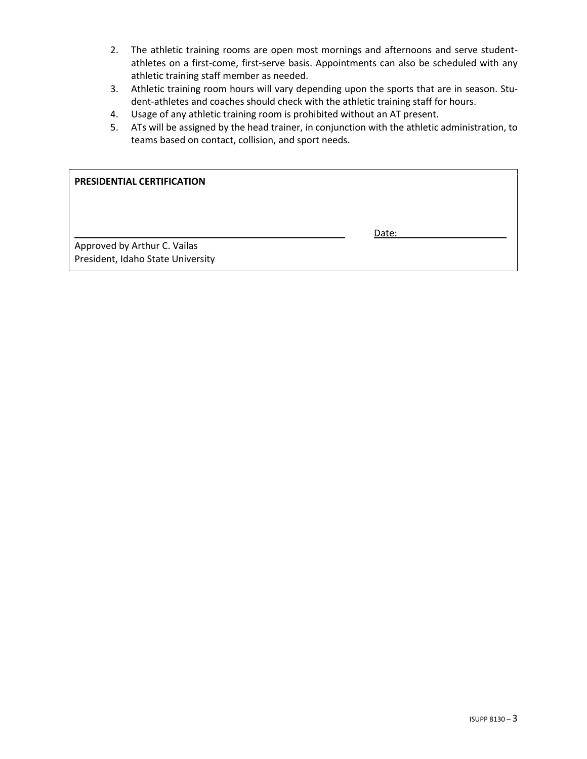2. The athletic training rooms are open most mornings and afternoons and serve student-athletes on a first-come, first-serve basis. Appointments can also be scheduled with any athletic training staff member as needed.
3. Athletic training room hours will vary depending upon the sports that are in season. Student-athletes and coaches should check with the athletic training staff for hours.
4. Usage of any athletic training room is prohibited without an AT present.
5. ATs will be assigned by the head trainer, in conjunction with the athletic administration, to teams based on contact, collision, and sport needs.

**PRESIDENTIAL CERTIFICATION**

_______________________________________ Date: ____________________

Approved by Arthur C. Vailas
President, Idaho State University